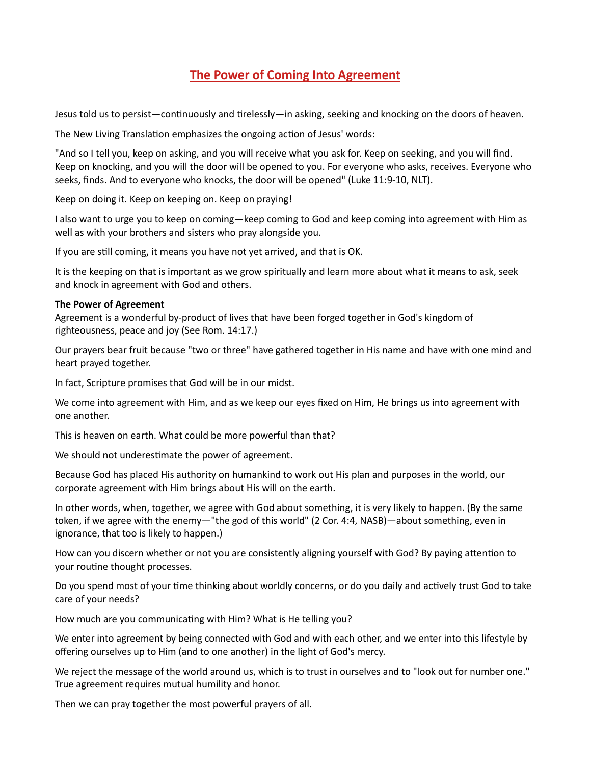# The Power of Coming Into Agreement

Jesus told us to persist—continuously and tirelessly—in asking, seeking and knocking on the doors of heaven.

The New Living Translation emphasizes the ongoing action of Jesus' words:

"And so I tell you, keep on asking, and you will receive what you ask for. Keep on seeking, and you will find. Keep on knocking, and you will the door will be opened to you. For everyone who asks, receives. Everyone who seeks, finds. And to everyone who knocks, the door will be opened" (Luke 11:9-10, NLT).

Keep on doing it. Keep on keeping on. Keep on praying!

I also want to urge you to keep on coming—keep coming to God and keep coming into agreement with Him as well as with your brothers and sisters who pray alongside you.

If you are still coming, it means you have not yet arrived, and that is OK.

It is the keeping on that is important as we grow spiritually and learn more about what it means to ask, seek and knock in agreement with God and others.

**The Power of Agreement**

Agreement is a wonderful by-product of lives that have been forged together in God's kingdom of righteousness, peace and joy (See Rom. 14:17.)

Our prayers bear fruit because "two or three" have gathered together in His name and have with one mind and heart prayed together.

In fact, Scripture promises that God will be in our midst.

We come into agreement with Him, and as we keep our eyes fixed on Him, He brings us into agreement with one another.

This is heaven on earth. What could be more powerful than that?

We should not underestimate the power of agreement.

Because God has placed His authority on humankind to work out His plan and purposes in the world, our corporate agreement with Him brings about His will on the earth.

In other words, when, together, we agree with God about something, it is very likely to happen. (By the same token, if we agree with the enemy—"the god of this world" (2 Cor. 4:4, NASB)—about something, even in ignorance, that too is likely to happen.)

How can you discern whether or not you are consistently aligning yourself with God? By paying attention to your routine thought processes.

Do you spend most of your time thinking about worldly concerns, or do you daily and actively trust God to take care of your needs?

How much are you communicating with Him? What is He telling you?

We enter into agreement by being connected with God and with each other, and we enter into this lifestyle by offering ourselves up to Him (and to one another) in the light of God's mercy.

We reject the message of the world around us, which is to trust in ourselves and to "look out for number one." True agreement requires mutual humility and honor.

Then we can pray together the most powerful prayers of all.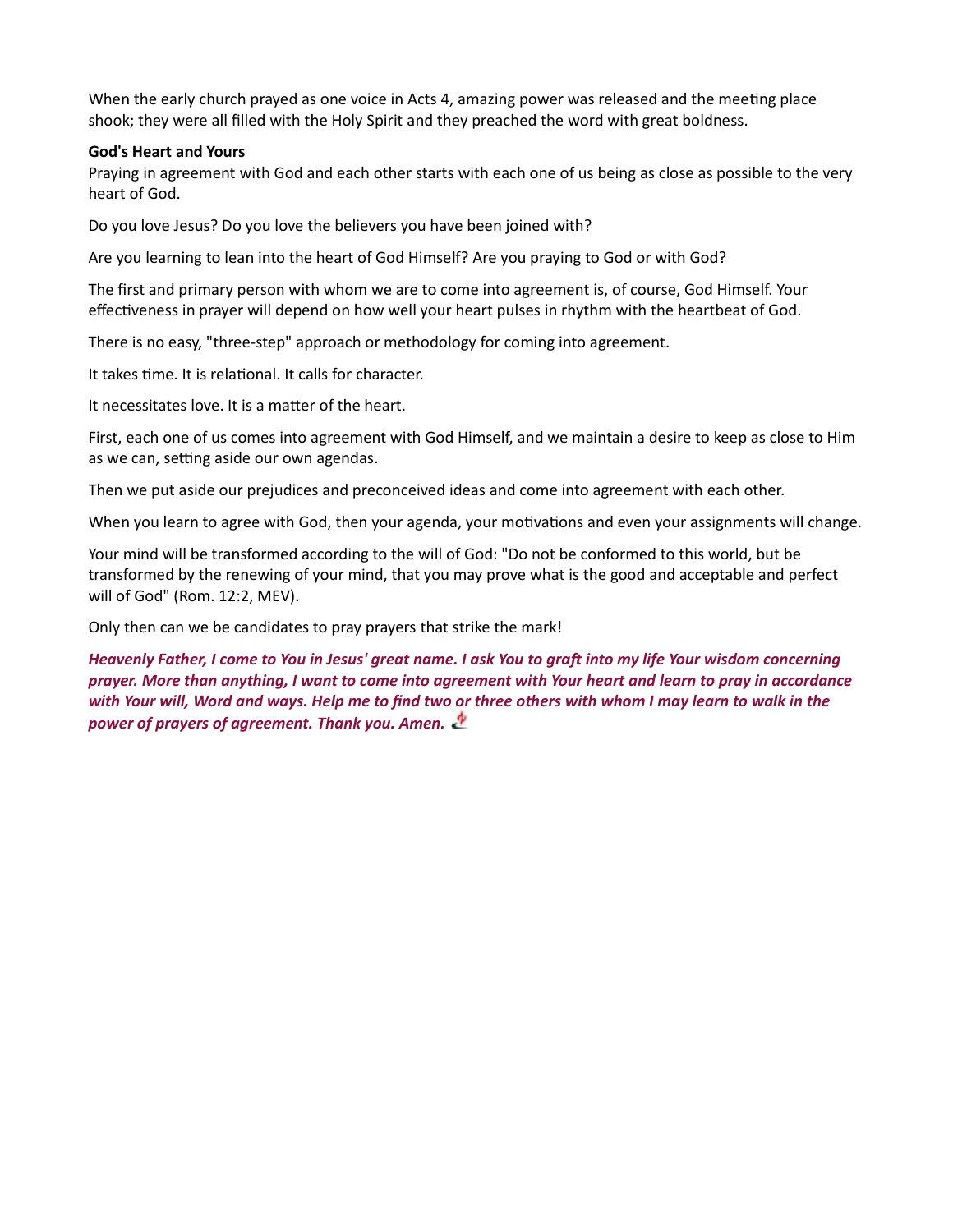When the early church prayed as one voice in Acts 4, amazing power was released and the meeting place shook; they were all filled with the Holy Spirit and they preached the word with great boldness.

**God's Heart and Yours**

Praying in agreement with God and each other starts with each one of us being as close as possible to the very heart of God.

Do you love Jesus? Do you love the believers you have been joined with?

Are you learning to lean into the heart of God Himself? Are you praying to God or with God?

The first and primary person with whom we are to come into agreement is, of course, God Himself. Your effectiveness in prayer will depend on how well your heart pulses in rhythm with the heartbeat of God.

There is no easy, "three-step" approach or methodology for coming into agreement.

It takes time. It is relational. It calls for character.

It necessitates love. It is a matter of the heart.

First, each one of us comes into agreement with God Himself, and we maintain a desire to keep as close to Him as we can, setting aside our own agendas.

Then we put aside our prejudices and preconceived ideas and come into agreement with each other.

When you learn to agree with God, then your agenda, your motivations and even your assignments will change.

Your mind will be transformed according to the will of God: "Do not be conformed to this world, but be transformed by the renewing of your mind, that you may prove what is the good and acceptable and perfect will of God" (Rom. 12:2, MEV).

Only then can we be candidates to pray prayers that strike the mark!

***Heavenly Father, I come to You in Jesus' great name. I ask You to graft into my life Your wisdom concerning prayer. More than anything, I want to come into agreement with Your heart and learn to pray in accordance with Your will, Word and ways. Help me to find two or three others with whom I may learn to walk in the power of prayers of agreement. Thank you. Amen.***